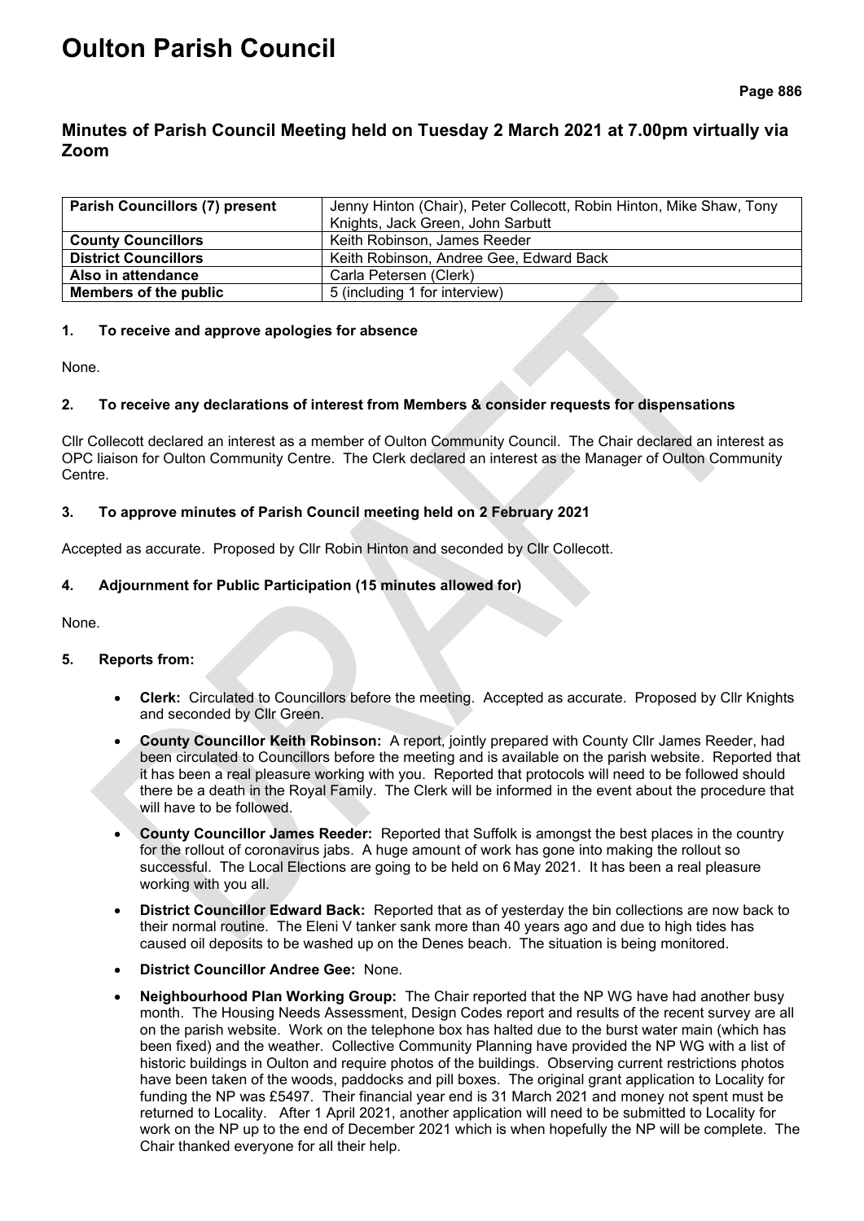# Oulton Parish Council

## Minutes of Parish Council Meeting held on Tuesday 2 March 2021 at 7.00pm virtually via Zoom

| **Parish Councillors (7) present** | Jenny Hinton (Chair), Peter Collecott, Robin Hinton, Mike Shaw, Tony Knights, Jack Green, John Sarbutt |
|---|---|
| **County Councillors** | Keith Robinson, James Reeder |
| **District Councillors** | Keith Robinson, Andree Gee, Edward Back |
| **Also in attendance** | Carla Petersen (Clerk) |
| **Members of the public** | 5 (including 1 for interview) |

### 1. To receive and approve apologies for absence

None.

### 2. To receive any declarations of interest from Members & consider requests for dispensations

Cllr Collecott declared an interest as a member of Oulton Community Council. The Chair declared an interest as OPC liaison for Oulton Community Centre. The Clerk declared an interest as the Manager of Oulton Community Centre.

### 3. To approve minutes of Parish Council meeting held on 2 February 2021

Accepted as accurate. Proposed by Cllr Robin Hinton and seconded by Cllr Collecott.

### 4. Adjournment for Public Participation (15 minutes allowed for)

None.

### 5. Reports from:

- **Clerk:** Circulated to Councillors before the meeting. Accepted as accurate. Proposed by Cllr Knights and seconded by Cllr Green.
- **County Councillor Keith Robinson:** A report, jointly prepared with County Cllr James Reeder, had been circulated to Councillors before the meeting and is available on the parish website. Reported that it has been a real pleasure working with you. Reported that protocols will need to be followed should there be a death in the Royal Family. The Clerk will be informed in the event about the procedure that will have to be followed.
- **County Councillor James Reeder:** Reported that Suffolk is amongst the best places in the country for the rollout of coronavirus jabs. A huge amount of work has gone into making the rollout so successful. The Local Elections are going to be held on 6 May 2021. It has been a real pleasure working with you all.
- **District Councillor Edward Back:** Reported that as of yesterday the bin collections are now back to their normal routine. The Eleni V tanker sank more than 40 years ago and due to high tides has caused oil deposits to be washed up on the Denes beach. The situation is being monitored.
- **District Councillor Andree Gee:** None.
- **Neighbourhood Plan Working Group:** The Chair reported that the NP WG have had another busy month. The Housing Needs Assessment, Design Codes report and results of the recent survey are all on the parish website. Work on the telephone box has halted due to the burst water main (which has been fixed) and the weather. Collective Community Planning have provided the NP WG with a list of historic buildings in Oulton and require photos of the buildings. Observing current restrictions photos have been taken of the woods, paddocks and pill boxes. The original grant application to Locality for funding the NP was £5497. Their financial year end is 31 March 2021 and money not spent must be returned to Locality. After 1 April 2021, another application will need to be submitted to Locality for work on the NP up to the end of December 2021 which is when hopefully the NP will be complete. The Chair thanked everyone for all their help.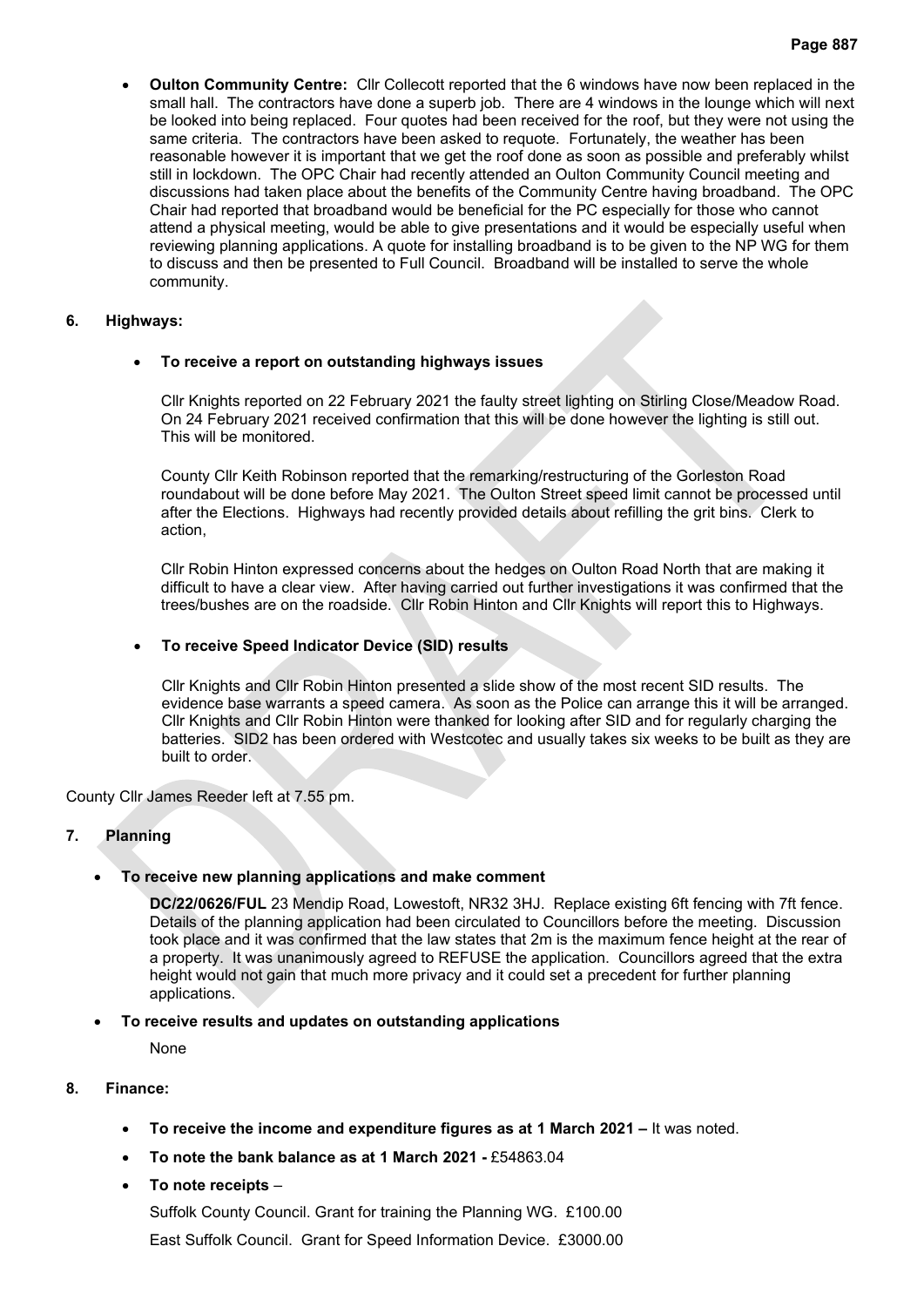- **Oulton Community Centre:** Cllr Collecott reported that the 6 windows have now been replaced in the small hall. The contractors have done a superb job. There are 4 windows in the lounge which will next be looked into being replaced. Four quotes had been received for the roof, but they were not using the same criteria. The contractors have been asked to requote. Fortunately, the weather has been reasonable however it is important that we get the roof done as soon as possible and preferably whilst still in lockdown. The OPC Chair had recently attended an Oulton Community Council meeting and discussions had taken place about the benefits of the Community Centre having broadband. The OPC Chair had reported that broadband would be beneficial for the PC especially for those who cannot attend a physical meeting, would be able to give presentations and it would be especially useful when reviewing planning applications. A quote for installing broadband is to be given to the NP WG for them to discuss and then be presented to Full Council. Broadband will be installed to serve the whole community.

**6. Highways:**

- **To receive a report on outstanding highways issues**

  Cllr Knights reported on 22 February 2021 the faulty street lighting on Stirling Close/Meadow Road. On 24 February 2021 received confirmation that this will be done however the lighting is still out. This will be monitored.

  County Cllr Keith Robinson reported that the remarking/restructuring of the Gorleston Road roundabout will be done before May 2021. The Oulton Street speed limit cannot be processed until after the Elections. Highways had recently provided details about refilling the grit bins. Clerk to action,

  Cllr Robin Hinton expressed concerns about the hedges on Oulton Road North that are making it difficult to have a clear view. After having carried out further investigations it was confirmed that the trees/bushes are on the roadside. Cllr Robin Hinton and Cllr Knights will report this to Highways.

- **To receive Speed Indicator Device (SID) results**

  Cllr Knights and Cllr Robin Hinton presented a slide show of the most recent SID results. The evidence base warrants a speed camera. As soon as the Police can arrange this it will be arranged. Cllr Knights and Cllr Robin Hinton were thanked for looking after SID and for regularly charging the batteries. SID2 has been ordered with Westcotec and usually takes six weeks to be built as they are built to order.

County Cllr James Reeder left at 7.55 pm.

**7. Planning**

- **To receive new planning applications and make comment**

  **DC/22/0626/FUL** 23 Mendip Road, Lowestoft, NR32 3HJ. Replace existing 6ft fencing with 7ft fence. Details of the planning application had been circulated to Councillors before the meeting. Discussion took place and it was confirmed that the law states that 2m is the maximum fence height at the rear of a property. It was unanimously agreed to REFUSE the application. Councillors agreed that the extra height would not gain that much more privacy and it could set a precedent for further planning applications.

- **To receive results and updates on outstanding applications**

  None

**8. Finance:**

- **To receive the income and expenditure figures as at 1 March 2021 –** It was noted.
- **To note the bank balance as at 1 March 2021 -** £54863.04
- **To note receipts** –

  Suffolk County Council. Grant for training the Planning WG. £100.00

  East Suffolk Council. Grant for Speed Information Device. £3000.00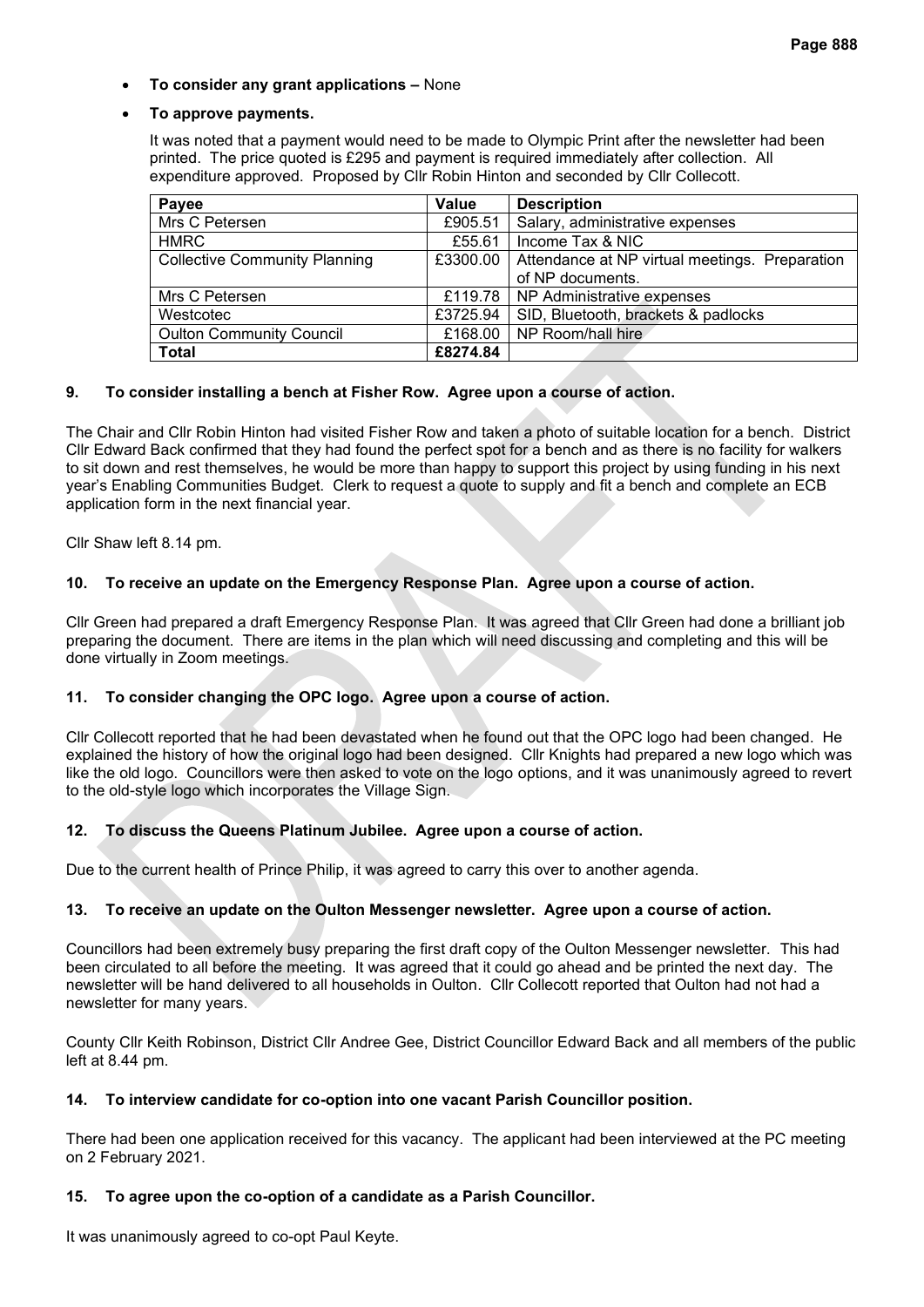- **To consider any grant applications –** None
- **To approve payments.**

  It was noted that a payment would need to be made to Olympic Print after the newsletter had been printed. The price quoted is £295 and payment is required immediately after collection. All expenditure approved. Proposed by Cllr Robin Hinton and seconded by Cllr Collecott.

| Payee | Value | Description |
|---|---|---|
| Mrs C Petersen | £905.51 | Salary, administrative expenses |
| HMRC | £55.61 | Income Tax & NIC |
| Collective Community Planning | £3300.00 | Attendance at NP virtual meetings. Preparation of NP documents. |
| Mrs C Petersen | £119.78 | NP Administrative expenses |
| Westcotec | £3725.94 | SID, Bluetooth, brackets & padlocks |
| Oulton Community Council | £168.00 | NP Room/hall hire |
| **Total** | **£8274.84** | |

### 9. To consider installing a bench at Fisher Row. Agree upon a course of action.

The Chair and Cllr Robin Hinton had visited Fisher Row and taken a photo of suitable location for a bench. District Cllr Edward Back confirmed that they had found the perfect spot for a bench and as there is no facility for walkers to sit down and rest themselves, he would be more than happy to support this project by using funding in his next year's Enabling Communities Budget. Clerk to request a quote to supply and fit a bench and complete an ECB application form in the next financial year.

Cllr Shaw left 8.14 pm.

### 10. To receive an update on the Emergency Response Plan. Agree upon a course of action.

Cllr Green had prepared a draft Emergency Response Plan. It was agreed that Cllr Green had done a brilliant job preparing the document. There are items in the plan which will need discussing and completing and this will be done virtually in Zoom meetings.

### 11. To consider changing the OPC logo. Agree upon a course of action.

Cllr Collecott reported that he had been devastated when he found out that the OPC logo had been changed. He explained the history of how the original logo had been designed. Cllr Knights had prepared a new logo which was like the old logo. Councillors were then asked to vote on the logo options, and it was unanimously agreed to revert to the old-style logo which incorporates the Village Sign.

### 12. To discuss the Queens Platinum Jubilee. Agree upon a course of action.

Due to the current health of Prince Philip, it was agreed to carry this over to another agenda.

### 13. To receive an update on the Oulton Messenger newsletter. Agree upon a course of action.

Councillors had been extremely busy preparing the first draft copy of the Oulton Messenger newsletter. This had been circulated to all before the meeting. It was agreed that it could go ahead and be printed the next day. The newsletter will be hand delivered to all households in Oulton. Cllr Collecott reported that Oulton had not had a newsletter for many years.

County Cllr Keith Robinson, District Cllr Andree Gee, District Councillor Edward Back and all members of the public left at 8.44 pm.

### 14. To interview candidate for co-option into one vacant Parish Councillor position.

There had been one application received for this vacancy. The applicant had been interviewed at the PC meeting on 2 February 2021.

### 15. To agree upon the co-option of a candidate as a Parish Councillor.

It was unanimously agreed to co-opt Paul Keyte.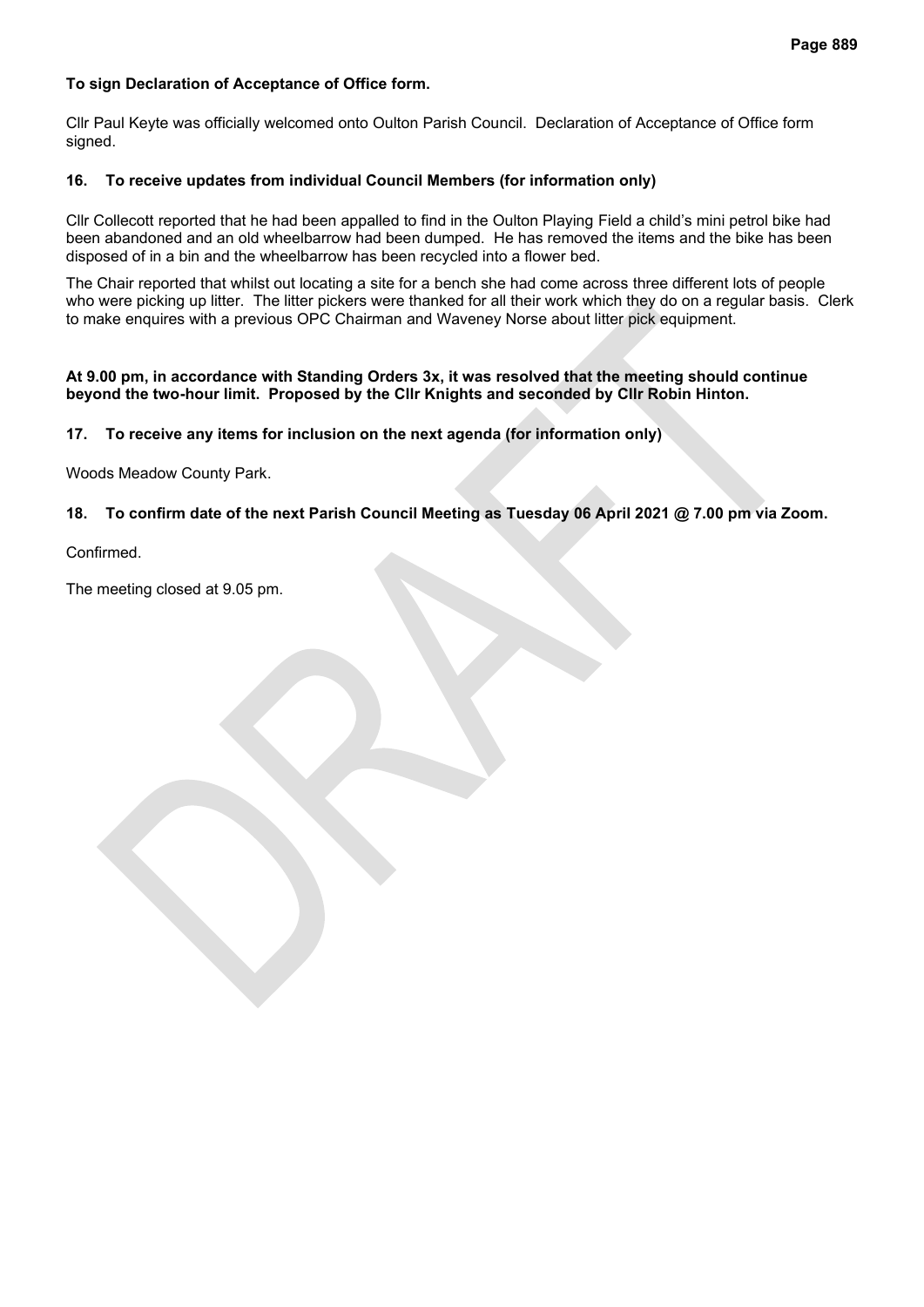**To sign Declaration of Acceptance of Office form.**

Cllr Paul Keyte was officially welcomed onto Oulton Parish Council. Declaration of Acceptance of Office form signed.

**16. To receive updates from individual Council Members (for information only)**

Cllr Collecott reported that he had been appalled to find in the Oulton Playing Field a child's mini petrol bike had been abandoned and an old wheelbarrow had been dumped. He has removed the items and the bike has been disposed of in a bin and the wheelbarrow has been recycled into a flower bed.

The Chair reported that whilst out locating a site for a bench she had come across three different lots of people who were picking up litter. The litter pickers were thanked for all their work which they do on a regular basis. Clerk to make enquires with a previous OPC Chairman and Waveney Norse about litter pick equipment.

**At 9.00 pm, in accordance with Standing Orders 3x, it was resolved that the meeting should continue beyond the two-hour limit. Proposed by the Cllr Knights and seconded by Cllr Robin Hinton.**

**17. To receive any items for inclusion on the next agenda (for information only)**

Woods Meadow County Park.

**18. To confirm date of the next Parish Council Meeting as Tuesday 06 April 2021 @ 7.00 pm via Zoom.**

Confirmed.

The meeting closed at 9.05 pm.